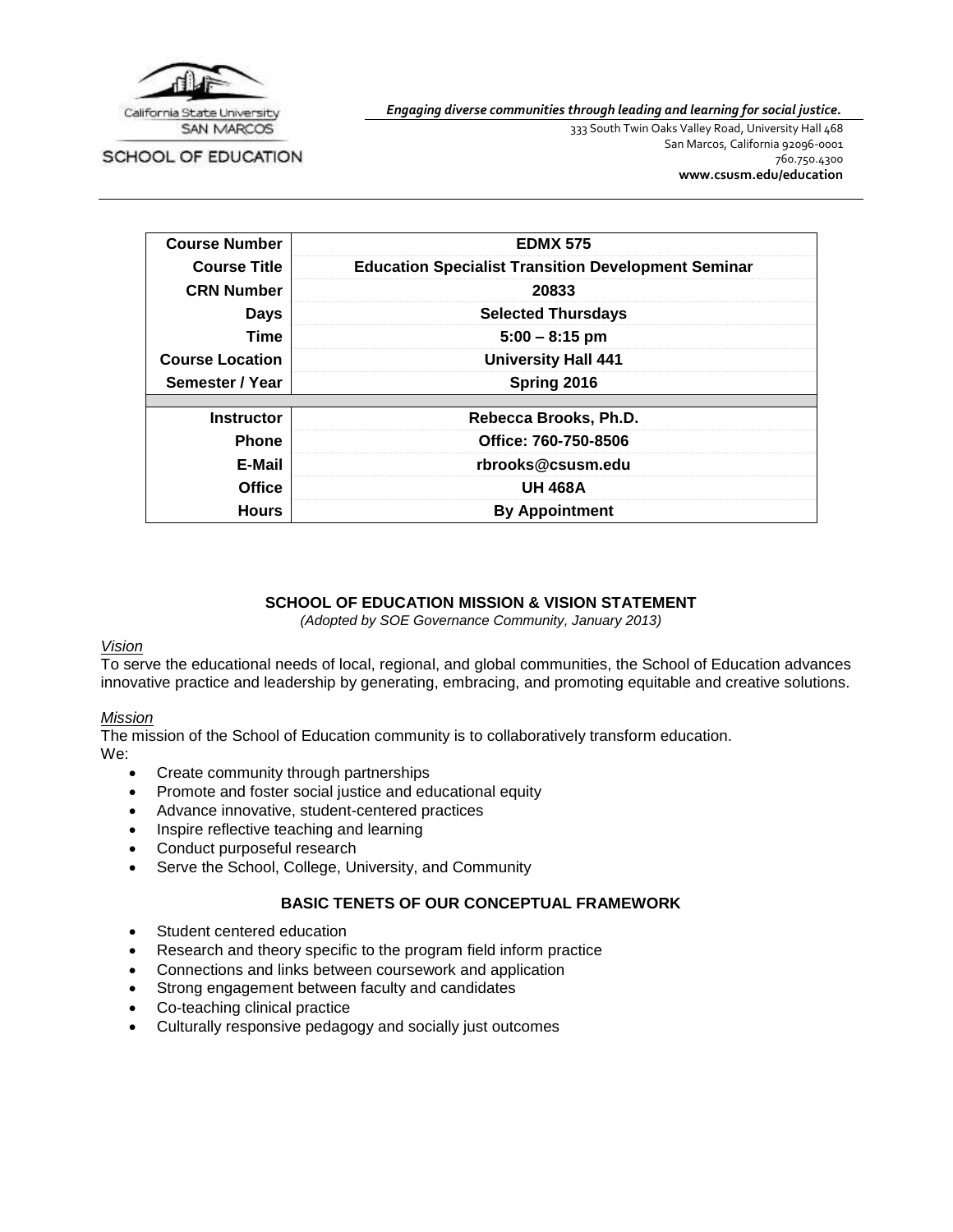California State University SAN MARCOS

SCHOOL OF EDUCATION

*Engaging diverse communities through leading and learning for social justice.*

333 South Twin Oaks Valley Road, University Hall 468
San Marcos, California 92096-0001
760.750.4300
**www.csusm.edu/education**

| | |
|---|---|
| **Course Number** | **EDMX 575** |
| **Course Title** | **Education Specialist Transition Development Seminar** |
| **CRN Number** | **20833** |
| **Days** | **Selected Thursdays** |
| **Time** | **5:00 – 8:15 pm** |
| **Course Location** | **University Hall 441** |
| **Semester / Year** | **Spring 2016** |
| | |
| **Instructor** | **Rebecca Brooks, Ph.D.** |
| **Phone** | **Office: 760-750-8506** |
| **E-Mail** | **rbrooks@csusm.edu** |
| **Office** | **UH 468A** |
| **Hours** | **By Appointment** |

## SCHOOL OF EDUCATION MISSION & VISION STATEMENT

*(Adopted by SOE Governance Community, January 2013)*

### *Vision*

To serve the educational needs of local, regional, and global communities, the School of Education advances innovative practice and leadership by generating, embracing, and promoting equitable and creative solutions.

### *Mission*

The mission of the School of Education community is to collaboratively transform education.
We:

- Create community through partnerships
- Promote and foster social justice and educational equity
- Advance innovative, student-centered practices
- Inspire reflective teaching and learning
- Conduct purposeful research
- Serve the School, College, University, and Community

## BASIC TENETS OF OUR CONCEPTUAL FRAMEWORK

- Student centered education
- Research and theory specific to the program field inform practice
- Connections and links between coursework and application
- Strong engagement between faculty and candidates
- Co-teaching clinical practice
- Culturally responsive pedagogy and socially just outcomes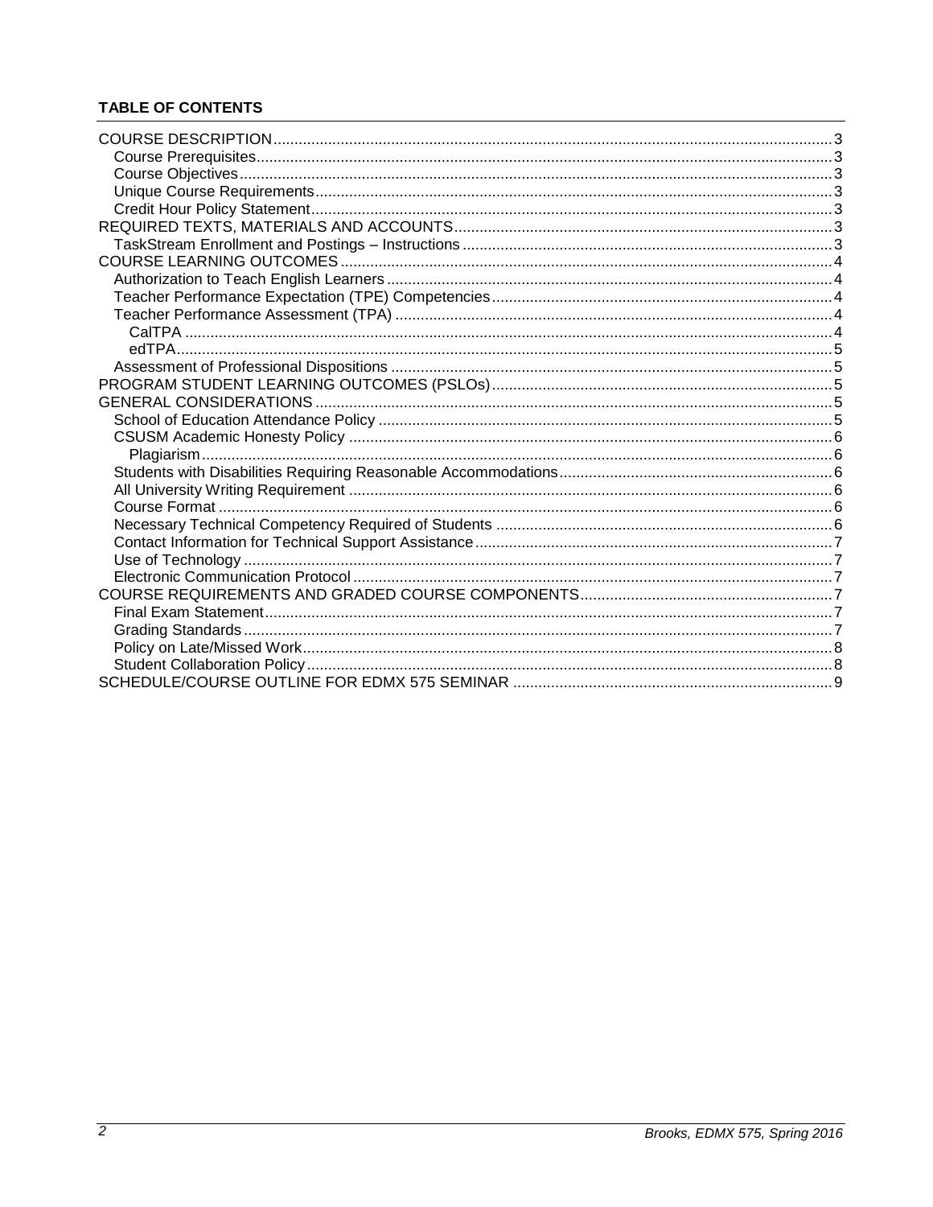**TABLE OF CONTENTS**

COURSE DESCRIPTION ..... 3
- Course Prerequisites ..... 3
- Course Objectives ..... 3
- Unique Course Requirements ..... 3
- Credit Hour Policy Statement ..... 3

REQUIRED TEXTS, MATERIALS AND ACCOUNTS ..... 3
- TaskStream Enrollment and Postings – Instructions ..... 3

COURSE LEARNING OUTCOMES ..... 4
- Authorization to Teach English Learners ..... 4
- Teacher Performance Expectation (TPE) Competencies ..... 4
- Teacher Performance Assessment (TPA) ..... 4
  - CalTPA ..... 4
  - edTPA ..... 5
- Assessment of Professional Dispositions ..... 5

PROGRAM STUDENT LEARNING OUTCOMES (PSLOs) ..... 5

GENERAL CONSIDERATIONS ..... 5
- School of Education Attendance Policy ..... 5
- CSUSM Academic Honesty Policy ..... 6
  - Plagiarism ..... 6
- Students with Disabilities Requiring Reasonable Accommodations ..... 6
- All University Writing Requirement ..... 6
- Course Format ..... 6
- Necessary Technical Competency Required of Students ..... 6
- Contact Information for Technical Support Assistance ..... 7
- Use of Technology ..... 7
- Electronic Communication Protocol ..... 7

COURSE REQUIREMENTS AND GRADED COURSE COMPONENTS ..... 7
- Final Exam Statement ..... 7
- Grading Standards ..... 7
- Policy on Late/Missed Work ..... 8
- Student Collaboration Policy ..... 8

SCHEDULE/COURSE OUTLINE FOR EDMX 575 SEMINAR ..... 9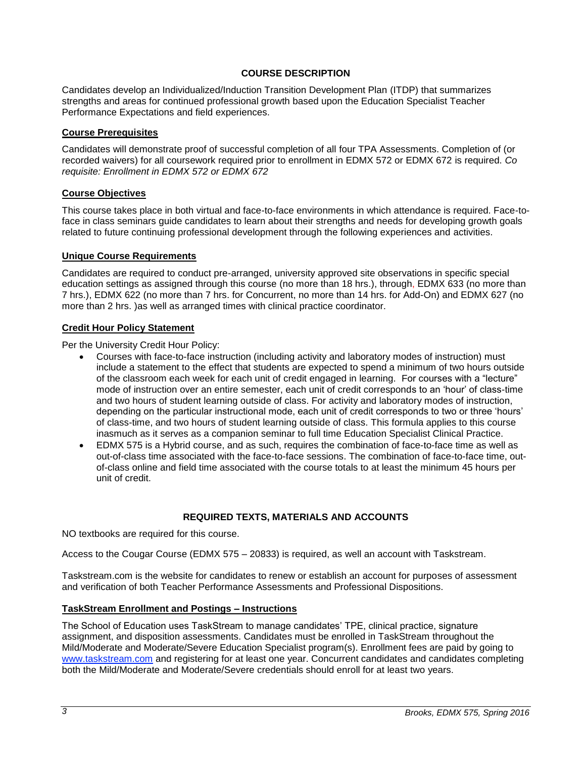## COURSE DESCRIPTION

Candidates develop an Individualized/Induction Transition Development Plan (ITDP) that summarizes strengths and areas for continued professional growth based upon the Education Specialist Teacher Performance Expectations and field experiences.

### Course Prerequisites

Candidates will demonstrate proof of successful completion of all four TPA Assessments. Completion of (or recorded waivers) for all coursework required prior to enrollment in EDMX 572 or EDMX 672 is required. *Co requisite: Enrollment in EDMX 572 or EDMX 672*

### Course Objectives

This course takes place in both virtual and face-to-face environments in which attendance is required. Face-to-face in class seminars guide candidates to learn about their strengths and needs for developing growth goals related to future continuing professional development through the following experiences and activities.

### Unique Course Requirements

Candidates are required to conduct pre-arranged, university approved site observations in specific special education settings as assigned through this course (no more than 18 hrs.), through, EDMX 633 (no more than 7 hrs.), EDMX 622 (no more than 7 hrs. for Concurrent, no more than 14 hrs. for Add-On) and EDMX 627 (no more than 2 hrs. )as well as arranged times with clinical practice coordinator.

### Credit Hour Policy Statement

Per the University Credit Hour Policy:

- Courses with face-to-face instruction (including activity and laboratory modes of instruction) must include a statement to the effect that students are expected to spend a minimum of two hours outside of the classroom each week for each unit of credit engaged in learning. For courses with a "lecture" mode of instruction over an entire semester, each unit of credit corresponds to an 'hour' of class-time and two hours of student learning outside of class. For activity and laboratory modes of instruction, depending on the particular instructional mode, each unit of credit corresponds to two or three 'hours' of class-time, and two hours of student learning outside of class. This formula applies to this course inasmuch as it serves as a companion seminar to full time Education Specialist Clinical Practice.
- EDMX 575 is a Hybrid course, and as such, requires the combination of face-to-face time as well as out-of-class time associated with the face-to-face sessions. The combination of face-to-face time, out-of-class online and field time associated with the course totals to at least the minimum 45 hours per unit of credit.

## REQUIRED TEXTS, MATERIALS AND ACCOUNTS

NO textbooks are required for this course.

Access to the Cougar Course (EDMX 575 – 20833) is required, as well an account with Taskstream.

Taskstream.com is the website for candidates to renew or establish an account for purposes of assessment and verification of both Teacher Performance Assessments and Professional Dispositions.

### TaskStream Enrollment and Postings – Instructions

The School of Education uses TaskStream to manage candidates' TPE, clinical practice, signature assignment, and disposition assessments. Candidates must be enrolled in TaskStream throughout the Mild/Moderate and Moderate/Severe Education Specialist program(s). Enrollment fees are paid by going to www.taskstream.com and registering for at least one year. Concurrent candidates and candidates completing both the Mild/Moderate and Moderate/Severe credentials should enroll for at least two years.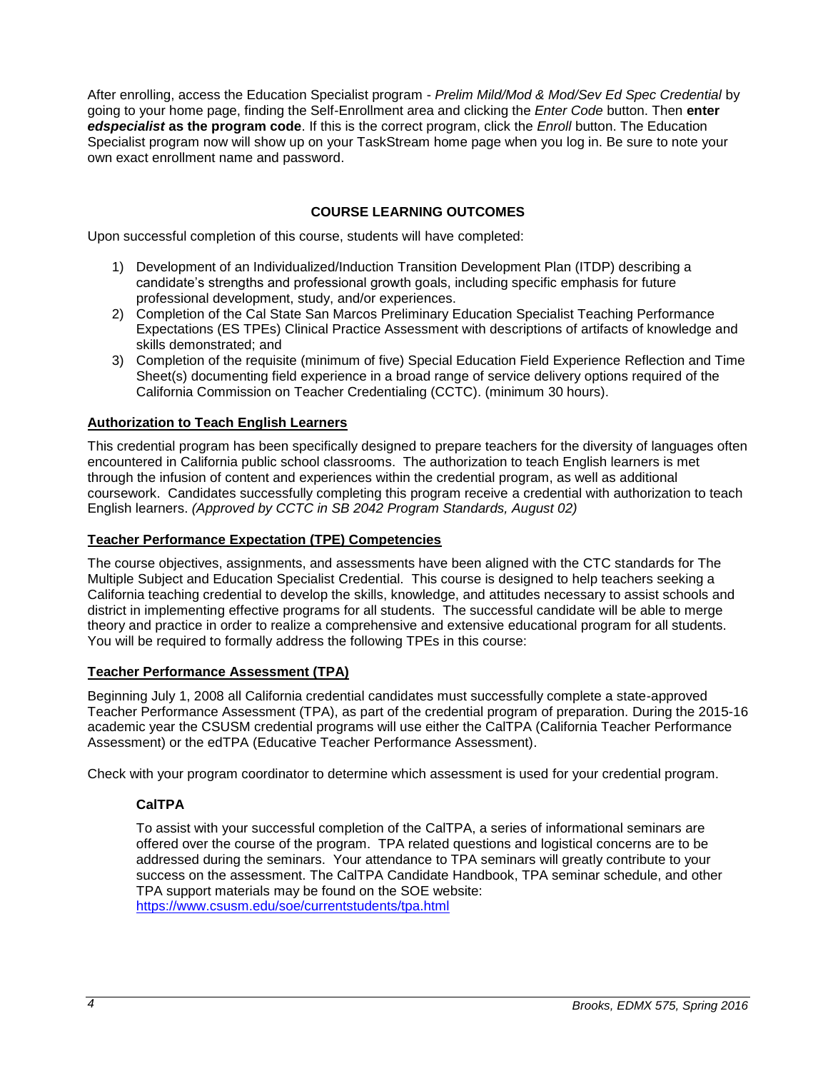After enrolling, access the Education Specialist program - *Prelim Mild/Mod & Mod/Sev Ed Spec Credential* by going to your home page, finding the Self-Enrollment area and clicking the *Enter Code* button. Then **enter *edspecialist* as the program code**. If this is the correct program, click the *Enroll* button. The Education Specialist program now will show up on your TaskStream home page when you log in. Be sure to note your own exact enrollment name and password.

## COURSE LEARNING OUTCOMES

Upon successful completion of this course, students will have completed:

1) Development of an Individualized/Induction Transition Development Plan (ITDP) describing a candidate's strengths and professional growth goals, including specific emphasis for future professional development, study, and/or experiences.
2) Completion of the Cal State San Marcos Preliminary Education Specialist Teaching Performance Expectations (ES TPEs) Clinical Practice Assessment with descriptions of artifacts of knowledge and skills demonstrated; and
3) Completion of the requisite (minimum of five) Special Education Field Experience Reflection and Time Sheet(s) documenting field experience in a broad range of service delivery options required of the California Commission on Teacher Credentialing (CCTC). (minimum 30 hours).

### Authorization to Teach English Learners

This credential program has been specifically designed to prepare teachers for the diversity of languages often encountered in California public school classrooms. The authorization to teach English learners is met through the infusion of content and experiences within the credential program, as well as additional coursework. Candidates successfully completing this program receive a credential with authorization to teach English learners. *(Approved by CCTC in SB 2042 Program Standards, August 02)*

### Teacher Performance Expectation (TPE) Competencies

The course objectives, assignments, and assessments have been aligned with the CTC standards for The Multiple Subject and Education Specialist Credential. This course is designed to help teachers seeking a California teaching credential to develop the skills, knowledge, and attitudes necessary to assist schools and district in implementing effective programs for all students. The successful candidate will be able to merge theory and practice in order to realize a comprehensive and extensive educational program for all students. You will be required to formally address the following TPEs in this course:

### Teacher Performance Assessment (TPA)

Beginning July 1, 2008 all California credential candidates must successfully complete a state-approved Teacher Performance Assessment (TPA), as part of the credential program of preparation. During the 2015-16 academic year the CSUSM credential programs will use either the CalTPA (California Teacher Performance Assessment) or the edTPA (Educative Teacher Performance Assessment).

Check with your program coordinator to determine which assessment is used for your credential program.

#### CalTPA

To assist with your successful completion of the CalTPA, a series of informational seminars are offered over the course of the program. TPA related questions and logistical concerns are to be addressed during the seminars. Your attendance to TPA seminars will greatly contribute to your success on the assessment. The CalTPA Candidate Handbook, TPA seminar schedule, and other TPA support materials may be found on the SOE website: https://www.csusm.edu/soe/currentstudents/tpa.html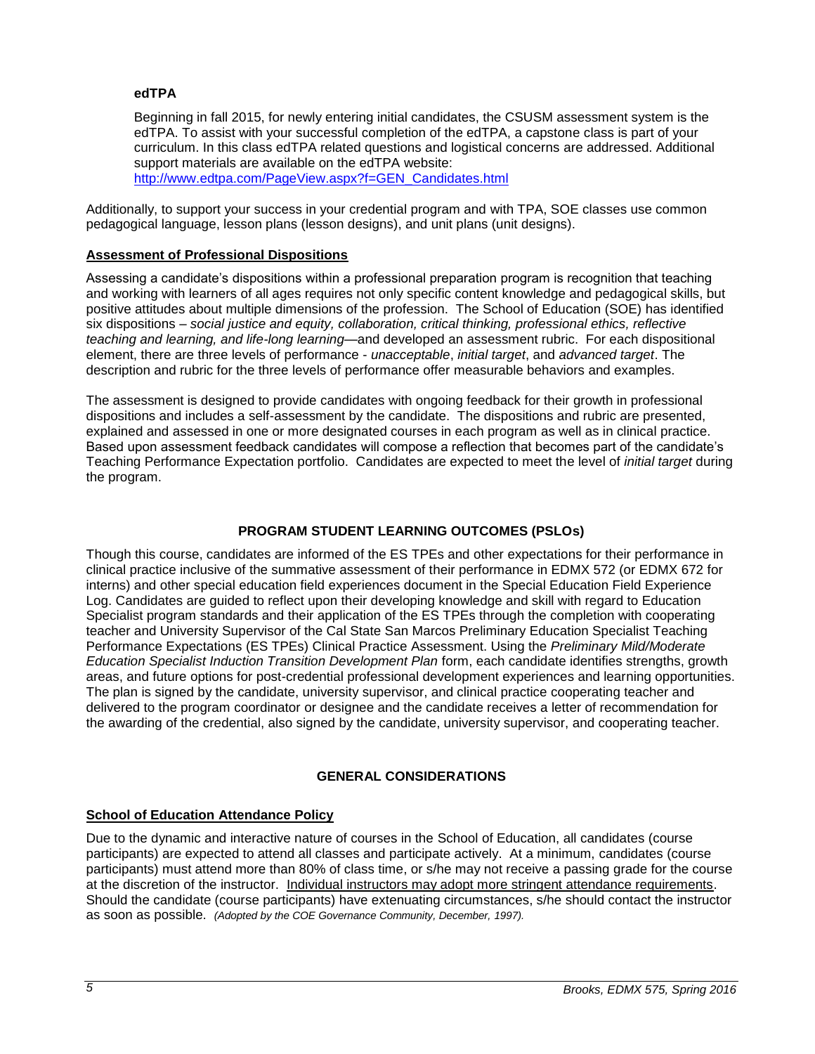### edTPA

Beginning in fall 2015, for newly entering initial candidates, the CSUSM assessment system is the edTPA. To assist with your successful completion of the edTPA, a capstone class is part of your curriculum. In this class edTPA related questions and logistical concerns are addressed. Additional support materials are available on the edTPA website: [http://www.edtpa.com/PageView.aspx?f=GEN_Candidates.html](http://www.edtpa.com/PageView.aspx?f=GEN_Candidates.html)

Additionally, to support your success in your credential program and with TPA, SOE classes use common pedagogical language, lesson plans (lesson designs), and unit plans (unit designs).

### Assessment of Professional Dispositions

Assessing a candidate's dispositions within a professional preparation program is recognition that teaching and working with learners of all ages requires not only specific content knowledge and pedagogical skills, but positive attitudes about multiple dimensions of the profession. The School of Education (SOE) has identified six dispositions – *social justice and equity, collaboration, critical thinking, professional ethics, reflective teaching and learning, and life-long learning*—and developed an assessment rubric. For each dispositional element, there are three levels of performance - *unacceptable*, *initial target*, and *advanced target*. The description and rubric for the three levels of performance offer measurable behaviors and examples.

The assessment is designed to provide candidates with ongoing feedback for their growth in professional dispositions and includes a self-assessment by the candidate. The dispositions and rubric are presented, explained and assessed in one or more designated courses in each program as well as in clinical practice. Based upon assessment feedback candidates will compose a reflection that becomes part of the candidate's Teaching Performance Expectation portfolio. Candidates are expected to meet the level of *initial target* during the program.

## PROGRAM STUDENT LEARNING OUTCOMES (PSLOs)

Though this course, candidates are informed of the ES TPEs and other expectations for their performance in clinical practice inclusive of the summative assessment of their performance in EDMX 572 (or EDMX 672 for interns) and other special education field experiences document in the Special Education Field Experience Log. Candidates are guided to reflect upon their developing knowledge and skill with regard to Education Specialist program standards and their application of the ES TPEs through the completion with cooperating teacher and University Supervisor of the Cal State San Marcos Preliminary Education Specialist Teaching Performance Expectations (ES TPEs) Clinical Practice Assessment. Using the *Preliminary Mild/Moderate Education Specialist Induction Transition Development Plan* form, each candidate identifies strengths, growth areas, and future options for post-credential professional development experiences and learning opportunities. The plan is signed by the candidate, university supervisor, and clinical practice cooperating teacher and delivered to the program coordinator or designee and the candidate receives a letter of recommendation for the awarding of the credential, also signed by the candidate, university supervisor, and cooperating teacher.

## GENERAL CONSIDERATIONS

### School of Education Attendance Policy

Due to the dynamic and interactive nature of courses in the School of Education, all candidates (course participants) are expected to attend all classes and participate actively. At a minimum, candidates (course participants) must attend more than 80% of class time, or s/he may not receive a passing grade for the course at the discretion of the instructor. Individual instructors may adopt more stringent attendance requirements. Should the candidate (course participants) have extenuating circumstances, s/he should contact the instructor as soon as possible. *(Adopted by the COE Governance Community, December, 1997).*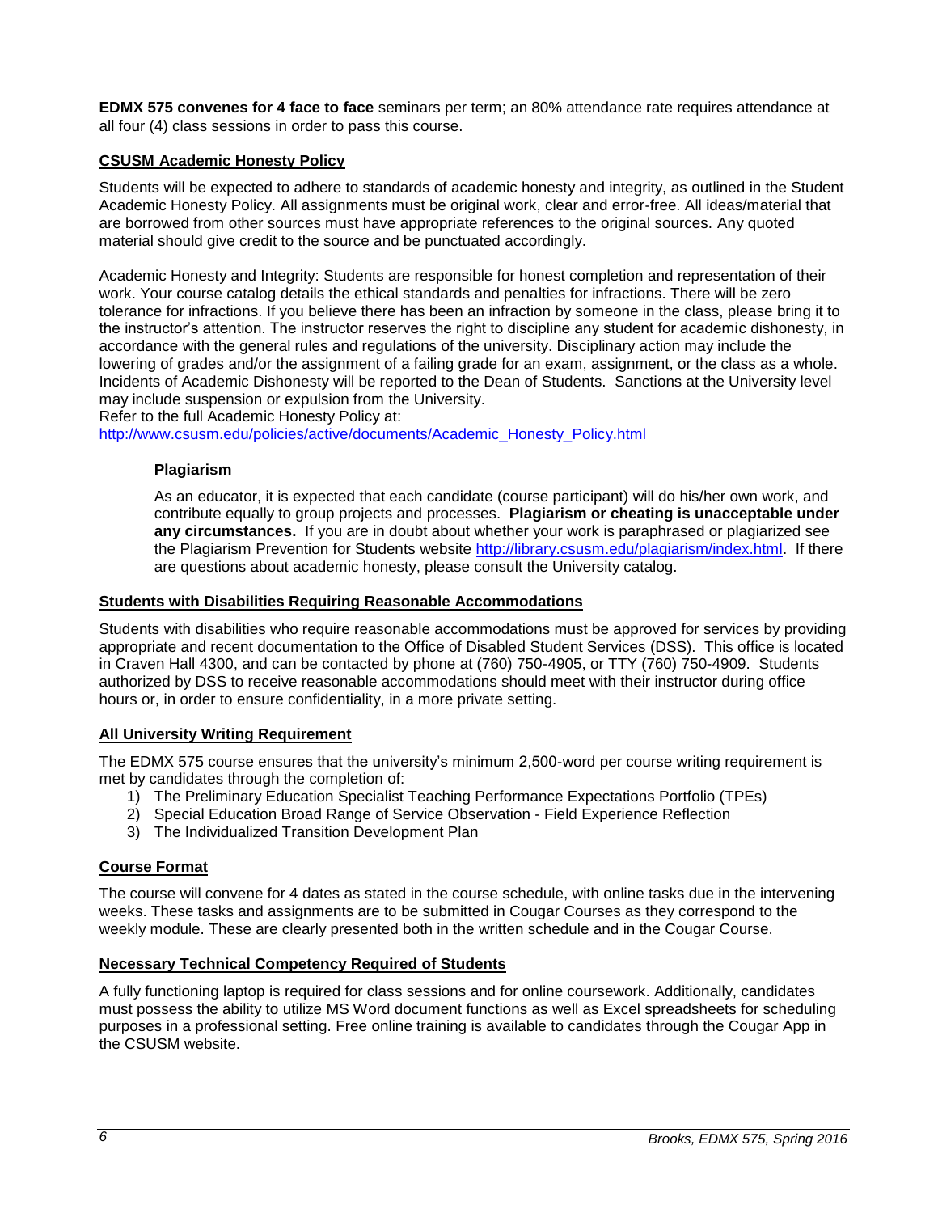**EDMX 575 convenes for 4 face to face** seminars per term; an 80% attendance rate requires attendance at all four (4) class sessions in order to pass this course.

## CSUSM Academic Honesty Policy

Students will be expected to adhere to standards of academic honesty and integrity, as outlined in the Student Academic Honesty Policy. All assignments must be original work, clear and error-free. All ideas/material that are borrowed from other sources must have appropriate references to the original sources. Any quoted material should give credit to the source and be punctuated accordingly.

Academic Honesty and Integrity: Students are responsible for honest completion and representation of their work. Your course catalog details the ethical standards and penalties for infractions. There will be zero tolerance for infractions. If you believe there has been an infraction by someone in the class, please bring it to the instructor's attention. The instructor reserves the right to discipline any student for academic dishonesty, in accordance with the general rules and regulations of the university. Disciplinary action may include the lowering of grades and/or the assignment of a failing grade for an exam, assignment, or the class as a whole. Incidents of Academic Dishonesty will be reported to the Dean of Students. Sanctions at the University level may include suspension or expulsion from the University.
Refer to the full Academic Honesty Policy at:
http://www.csusm.edu/policies/active/documents/Academic_Honesty_Policy.html

### Plagiarism

As an educator, it is expected that each candidate (course participant) will do his/her own work, and contribute equally to group projects and processes. **Plagiarism or cheating is unacceptable under any circumstances.** If you are in doubt about whether your work is paraphrased or plagiarized see the Plagiarism Prevention for Students website http://library.csusm.edu/plagiarism/index.html. If there are questions about academic honesty, please consult the University catalog.

## Students with Disabilities Requiring Reasonable Accommodations

Students with disabilities who require reasonable accommodations must be approved for services by providing appropriate and recent documentation to the Office of Disabled Student Services (DSS). This office is located in Craven Hall 4300, and can be contacted by phone at (760) 750-4905, or TTY (760) 750-4909. Students authorized by DSS to receive reasonable accommodations should meet with their instructor during office hours or, in order to ensure confidentiality, in a more private setting.

## All University Writing Requirement

The EDMX 575 course ensures that the university's minimum 2,500-word per course writing requirement is met by candidates through the completion of:

1) The Preliminary Education Specialist Teaching Performance Expectations Portfolio (TPEs)
2) Special Education Broad Range of Service Observation - Field Experience Reflection
3) The Individualized Transition Development Plan

## Course Format

The course will convene for 4 dates as stated in the course schedule, with online tasks due in the intervening weeks. These tasks and assignments are to be submitted in Cougar Courses as they correspond to the weekly module. These are clearly presented both in the written schedule and in the Cougar Course.

## Necessary Technical Competency Required of Students

A fully functioning laptop is required for class sessions and for online coursework. Additionally, candidates must possess the ability to utilize MS Word document functions as well as Excel spreadsheets for scheduling purposes in a professional setting. Free online training is available to candidates through the Cougar App in the CSUSM website.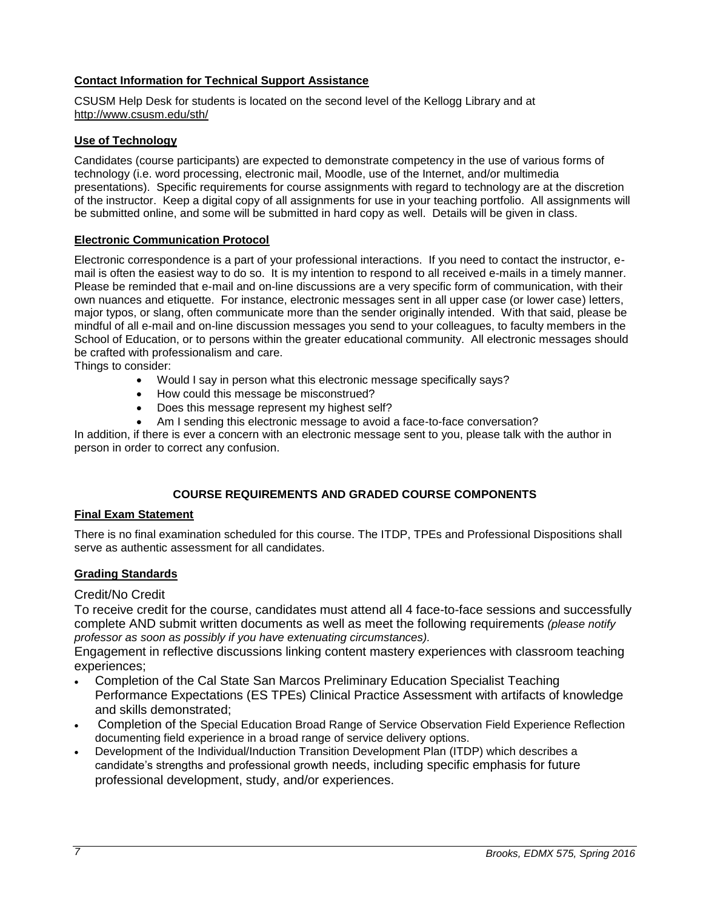### Contact Information for Technical Support Assistance

CSUSM Help Desk for students is located on the second level of the Kellogg Library and at http://www.csusm.edu/sth/

### Use of Technology

Candidates (course participants) are expected to demonstrate competency in the use of various forms of technology (i.e. word processing, electronic mail, Moodle, use of the Internet, and/or multimedia presentations). Specific requirements for course assignments with regard to technology are at the discretion of the instructor. Keep a digital copy of all assignments for use in your teaching portfolio. All assignments will be submitted online, and some will be submitted in hard copy as well. Details will be given in class.

### Electronic Communication Protocol

Electronic correspondence is a part of your professional interactions. If you need to contact the instructor, e-mail is often the easiest way to do so. It is my intention to respond to all received e-mails in a timely manner. Please be reminded that e-mail and on-line discussions are a very specific form of communication, with their own nuances and etiquette. For instance, electronic messages sent in all upper case (or lower case) letters, major typos, or slang, often communicate more than the sender originally intended. With that said, please be mindful of all e-mail and on-line discussion messages you send to your colleagues, to faculty members in the School of Education, or to persons within the greater educational community. All electronic messages should be crafted with professionalism and care.

Things to consider:

- Would I say in person what this electronic message specifically says?
- How could this message be misconstrued?
- Does this message represent my highest self?
- Am I sending this electronic message to avoid a face-to-face conversation?

In addition, if there is ever a concern with an electronic message sent to you, please talk with the author in person in order to correct any confusion.

## COURSE REQUIREMENTS AND GRADED COURSE COMPONENTS

### Final Exam Statement

There is no final examination scheduled for this course. The ITDP, TPEs and Professional Dispositions shall serve as authentic assessment for all candidates.

### Grading Standards

Credit/No Credit

To receive credit for the course, candidates must attend all 4 face-to-face sessions and successfully complete AND submit written documents as well as meet the following requirements *(please notify professor as soon as possibly if you have extenuating circumstances).*

Engagement in reflective discussions linking content mastery experiences with classroom teaching experiences;

- Completion of the Cal State San Marcos Preliminary Education Specialist Teaching Performance Expectations (ES TPEs) Clinical Practice Assessment with artifacts of knowledge and skills demonstrated;
- Completion of the Special Education Broad Range of Service Observation Field Experience Reflection documenting field experience in a broad range of service delivery options.
- Development of the Individual/Induction Transition Development Plan (ITDP) which describes a candidate's strengths and professional growth needs, including specific emphasis for future professional development, study, and/or experiences.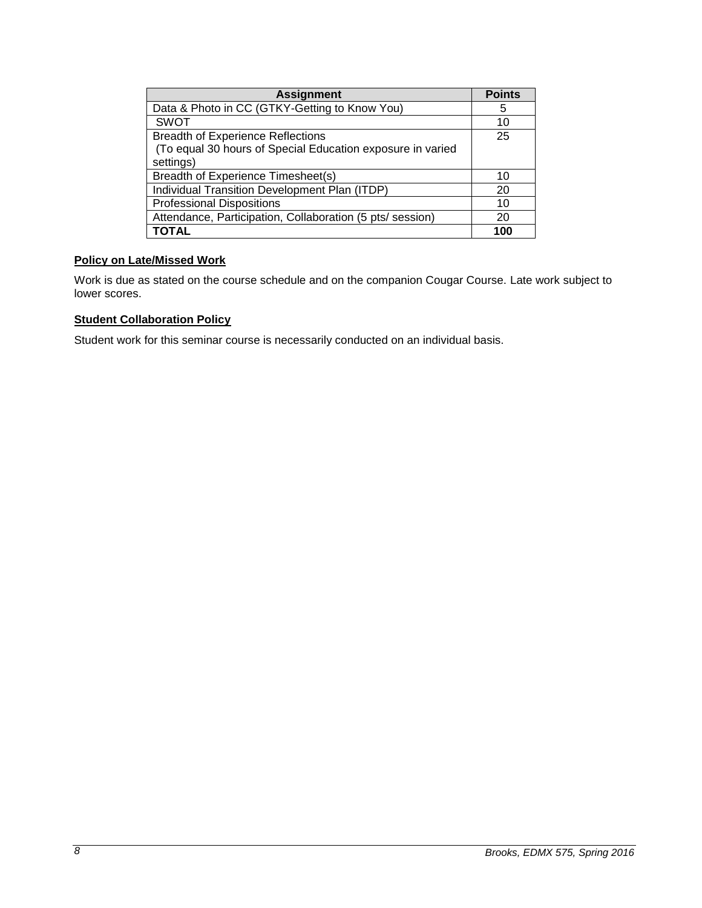| Assignment | Points |
|---|---|
| Data & Photo in CC (GTKY-Getting to Know You) | 5 |
| SWOT | 10 |
| Breadth of Experience Reflections (To equal 30 hours of Special Education exposure in varied settings) | 25 |
| Breadth of Experience Timesheet(s) | 10 |
| Individual Transition Development Plan (ITDP) | 20 |
| Professional Dispositions | 10 |
| Attendance, Participation, Collaboration (5 pts/ session) | 20 |
| **TOTAL** | **100** |

**Policy on Late/Missed Work**

Work is due as stated on the course schedule and on the companion Cougar Course. Late work subject to lower scores.

**Student Collaboration Policy**

Student work for this seminar course is necessarily conducted on an individual basis.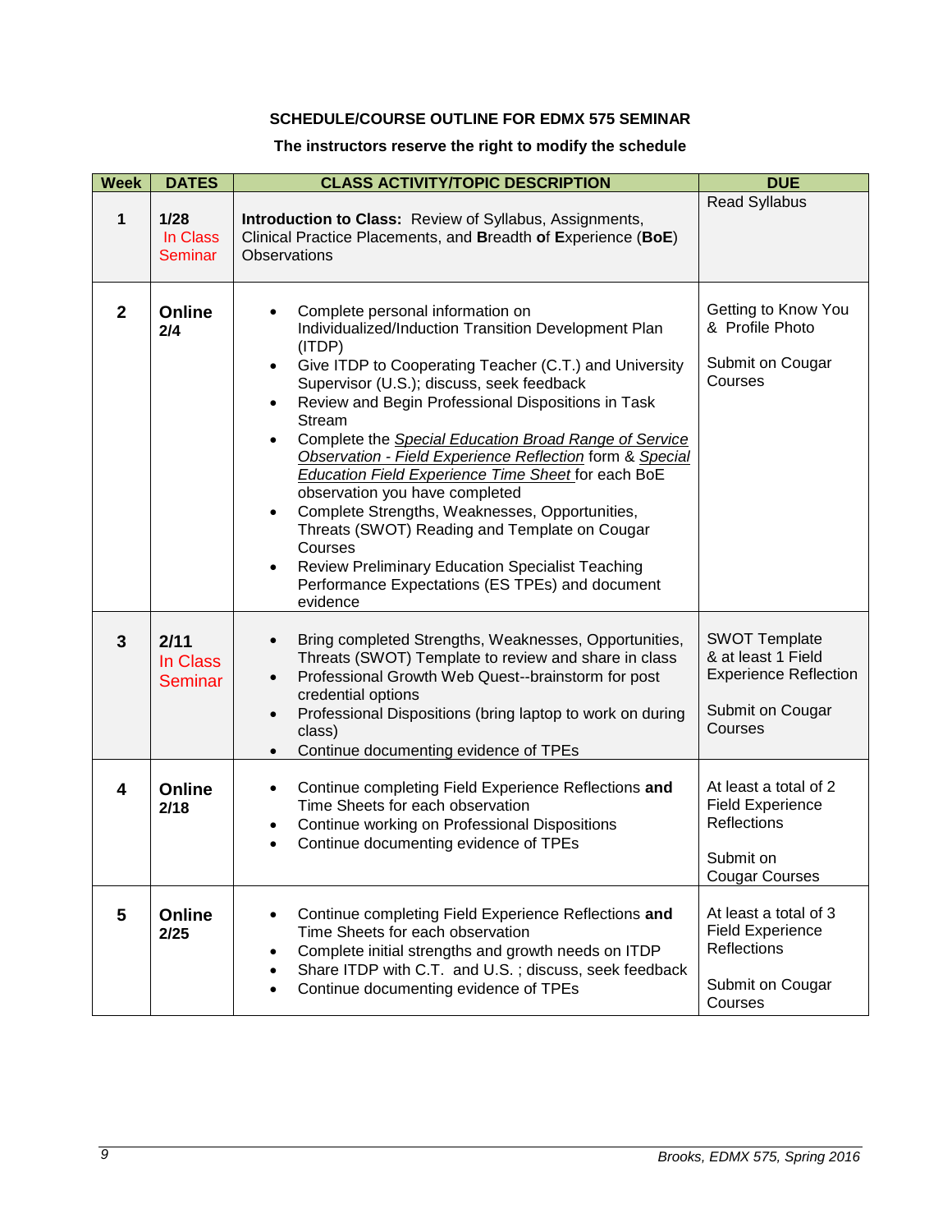**SCHEDULE/COURSE OUTLINE FOR EDMX 575 SEMINAR**

**The instructors reserve the right to modify the schedule**

| Week | DATES | CLASS ACTIVITY/TOPIC DESCRIPTION | DUE |
|---|---|---|---|
| 1 | **1/28** In Class Seminar | **Introduction to Class:** Review of Syllabus, Assignments, Clinical Practice Placements, and **B**readth **o**f **E**xperience (**BoE**) Observations | Read Syllabus |
| 2 | **Online 2/4** | • Complete personal information on Individualized/Induction Transition Development Plan (ITDP)<br>• Give ITDP to Cooperating Teacher (C.T.) and University Supervisor (U.S.); discuss, seek feedback<br>• Review and Begin Professional Dispositions in Task Stream<br>• Complete the *Special Education Broad Range of Service Observation - Field Experience Reflection* form & *Special Education Field Experience Time Sheet* for each BoE observation you have completed<br>• Complete Strengths, Weaknesses, Opportunities, Threats (SWOT) Reading and Template on Cougar Courses<br>• Review Preliminary Education Specialist Teaching Performance Expectations (ES TPEs) and document evidence | Getting to Know You & Profile Photo<br><br>Submit on Cougar Courses |
| 3 | **2/11** In Class Seminar | • Bring completed Strengths, Weaknesses, Opportunities, Threats (SWOT) Template to review and share in class<br>• Professional Growth Web Quest--brainstorm for post credential options<br>• Professional Dispositions (bring laptop to work on during class)<br>• Continue documenting evidence of TPEs | SWOT Template & at least 1 Field Experience Reflection<br><br>Submit on Cougar Courses |
| 4 | **Online 2/18** | • Continue completing Field Experience Reflections **and** Time Sheets for each observation<br>• Continue working on Professional Dispositions<br>• Continue documenting evidence of TPEs | At least a total of 2 Field Experience Reflections<br><br>Submit on Cougar Courses |
| 5 | **Online 2/25** | • Continue completing Field Experience Reflections **and** Time Sheets for each observation<br>• Complete initial strengths and growth needs on ITDP<br>• Share ITDP with C.T. and U.S. ; discuss, seek feedback<br>• Continue documenting evidence of TPEs | At least a total of 3 Field Experience Reflections<br><br>Submit on Cougar Courses |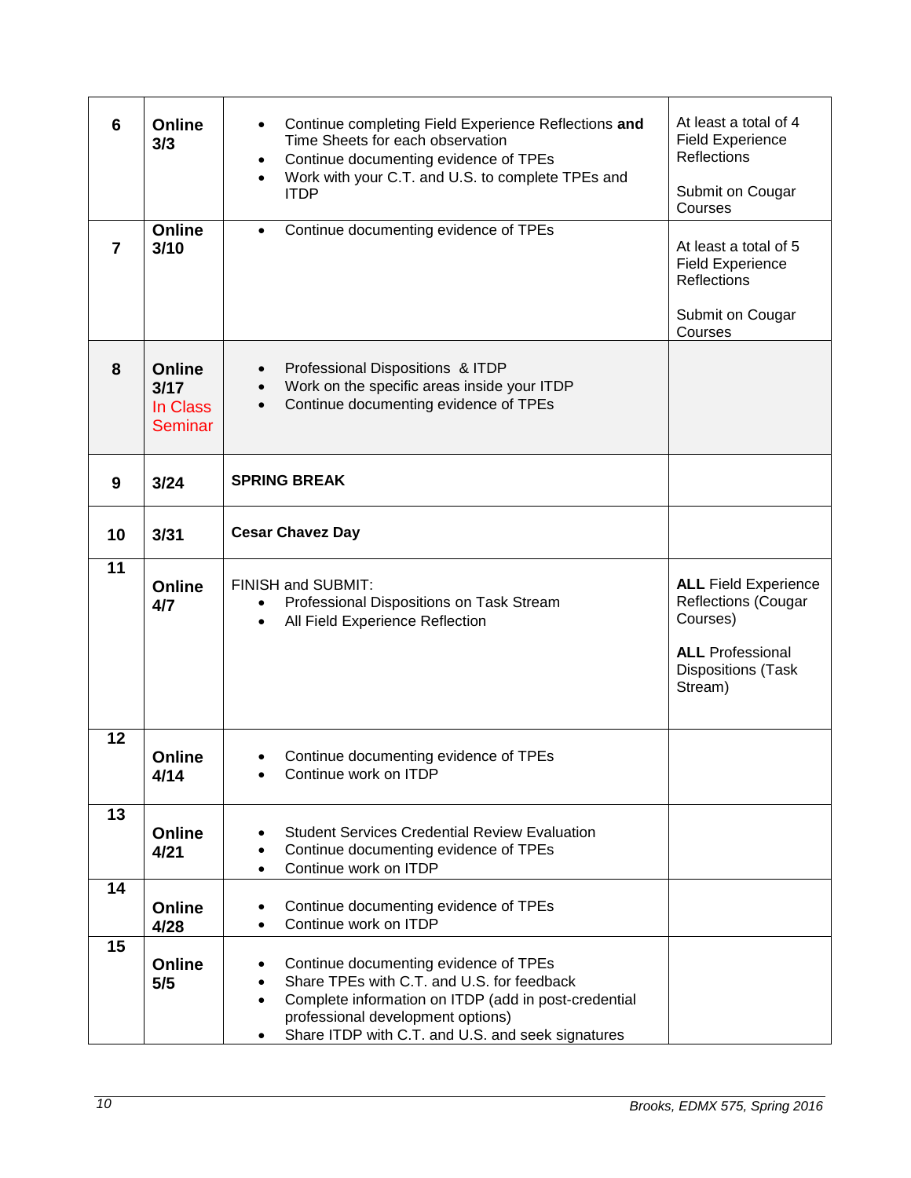| | | | |
|---|---|---|---|
| 6 | **Online 3/3** | • Continue completing Field Experience Reflections **and** Time Sheets for each observation<br>• Continue documenting evidence of TPEs<br>• Work with your C.T. and U.S. to complete TPEs and ITDP | At least a total of 4 Field Experience Reflections<br><br>Submit on Cougar Courses |
| 7 | **Online 3/10** | • Continue documenting evidence of TPEs | At least a total of 5 Field Experience Reflections<br><br>Submit on Cougar Courses |
| 8 | **Online 3/17** In Class Seminar | • Professional Dispositions & ITDP<br>• Work on the specific areas inside your ITDP<br>• Continue documenting evidence of TPEs | |
| 9 | **3/24** | **SPRING BREAK** | |
| 10 | **3/31** | **Cesar Chavez Day** | |
| 11 | **Online 4/7** | FINISH and SUBMIT:<br>• Professional Dispositions on Task Stream<br>• All Field Experience Reflection | **ALL** Field Experience Reflections (Cougar Courses)<br><br>**ALL** Professional Dispositions (Task Stream) |
| 12 | **Online 4/14** | • Continue documenting evidence of TPEs<br>• Continue work on ITDP | |
| 13 | **Online 4/21** | • Student Services Credential Review Evaluation<br>• Continue documenting evidence of TPEs<br>• Continue work on ITDP | |
| 14 | **Online 4/28** | • Continue documenting evidence of TPEs<br>• Continue work on ITDP | |
| 15 | **Online 5/5** | • Continue documenting evidence of TPEs<br>• Share TPEs with C.T. and U.S. for feedback<br>• Complete information on ITDP (add in post-credential professional development options)<br>• Share ITDP with C.T. and U.S. and seek signatures | |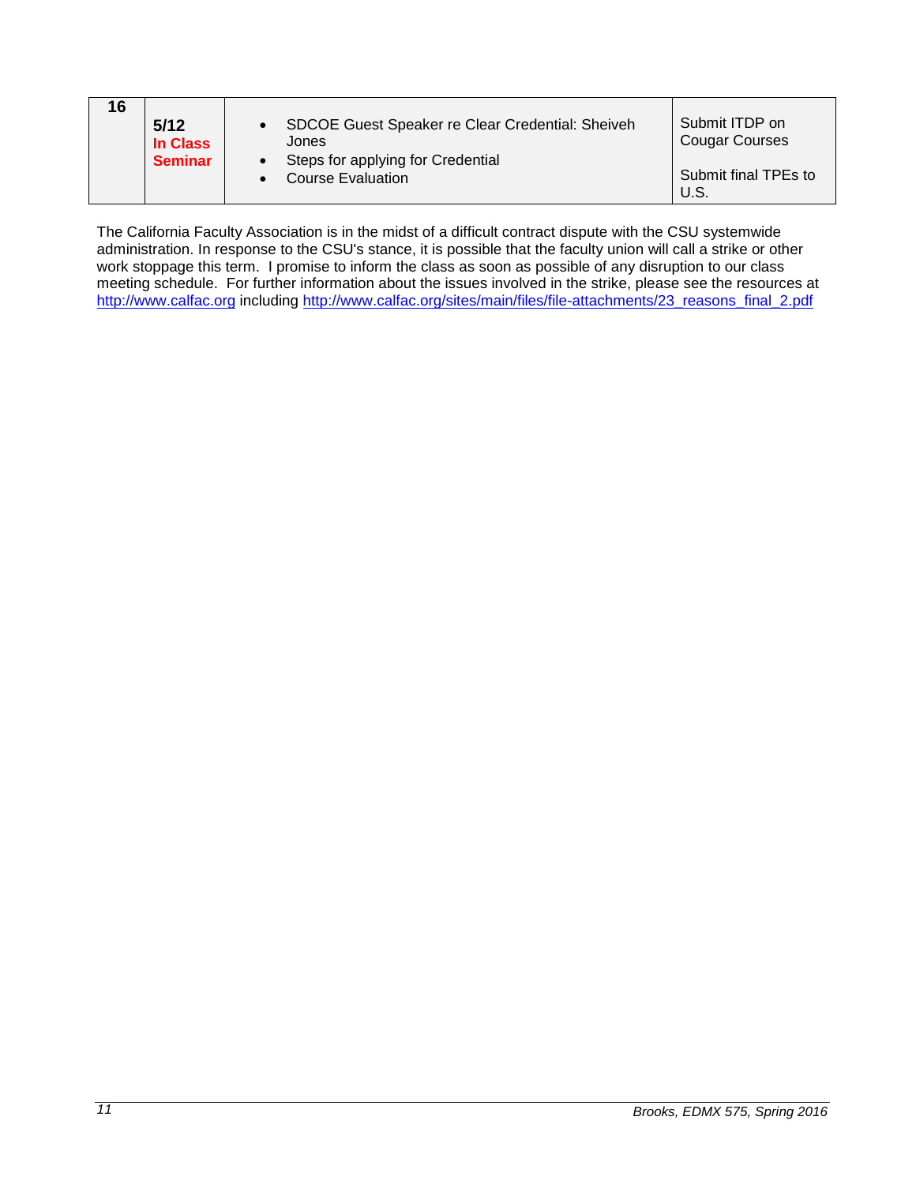| | | | |
|---|---|---|---|
| **16** | **5/12** **In Class Seminar** | • SDCOE Guest Speaker re Clear Credential: Sheiveh Jones<br>• Steps for applying for Credential<br>• Course Evaluation | Submit ITDP on Cougar Courses<br><br>Submit final TPEs to U.S. |

The California Faculty Association is in the midst of a difficult contract dispute with the CSU systemwide administration. In response to the CSU's stance, it is possible that the faculty union will call a strike or other work stoppage this term. I promise to inform the class as soon as possible of any disruption to our class meeting schedule. For further information about the issues involved in the strike, please see the resources at http://www.calfac.org including http://www.calfac.org/sites/main/files/file-attachments/23_reasons_final_2.pdf